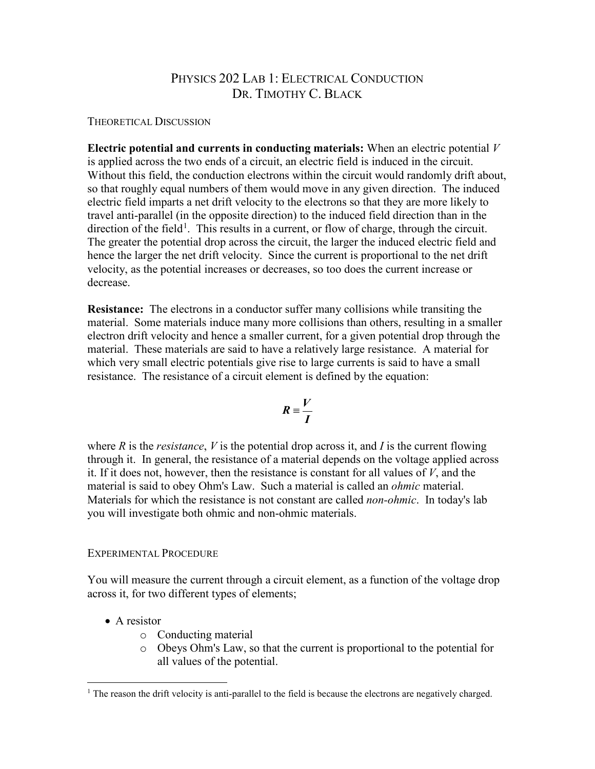# Physics 202 Lab 1: Electrical Conduction
## Dr. Timothy C. Black

### Theoretical Discussion

**Electric potential and currents in conducting materials:** When an electric potential $V$ is applied across the two ends of a circuit, an electric field is induced in the circuit. Without this field, the conduction electrons within the circuit would randomly drift about, so that roughly equal numbers of them would move in any given direction. The induced electric field imparts a net drift velocity to the electrons so that they are more likely to travel anti-parallel (in the opposite direction) to the induced field direction than in the direction of the field[1]. This results in a current, or flow of charge, through the circuit. The greater the potential drop across the circuit, the larger the induced electric field and hence the larger the net drift velocity. Since the current is proportional to the net drift velocity, as the potential increases or decreases, so too does the current increase or decrease.

**Resistance:** The electrons in a conductor suffer many collisions while transiting the material. Some materials induce many more collisions than others, resulting in a smaller electron drift velocity and hence a smaller current, for a given potential drop through the material. These materials are said to have a relatively large resistance. A material for which very small electric potentials give rise to large currents is said to have a small resistance. The resistance of a circuit element is defined by the equation:

$$\boldsymbol{R} \equiv \frac{\boldsymbol{V}}{\boldsymbol{I}}$$

where $R$ is the *resistance*, $V$ is the potential drop across it, and $I$ is the current flowing through it. In general, the resistance of a material depends on the voltage applied across it. If it does not, however, then the resistance is constant for all values of $V$, and the material is said to obey Ohm's Law. Such a material is called an *ohmic* material. Materials for which the resistance is not constant are called *non-ohmic*. In today's lab you will investigate both ohmic and non-ohmic materials.

### Experimental Procedure

You will measure the current through a circuit element, as a function of the voltage drop across it, for two different types of elements;

- A resistor
  - Conducting material
  - Obeys Ohm's Law, so that the current is proportional to the potential for all values of the potential.

[1] The reason the drift velocity is anti-parallel to the field is because the electrons are negatively charged.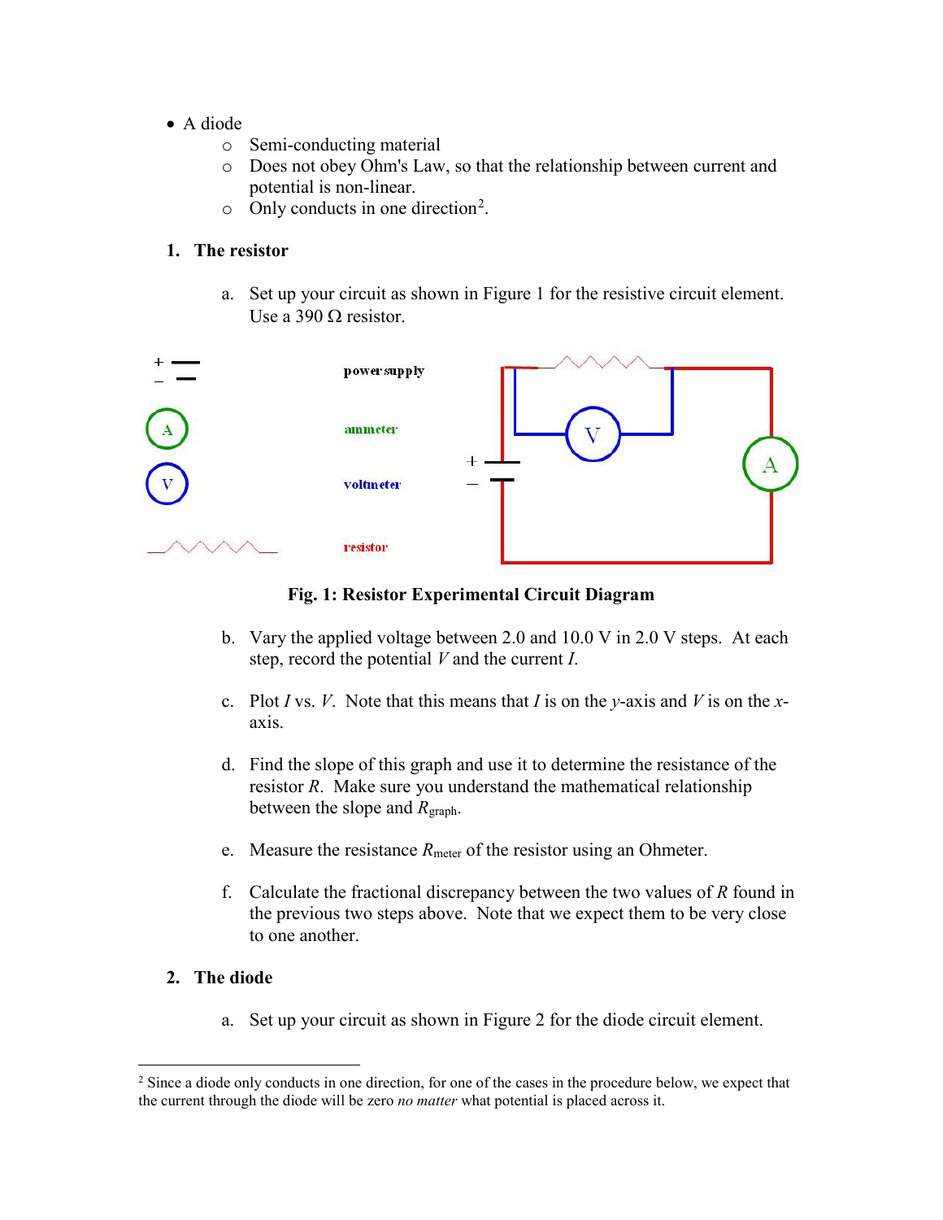- A diode
    - Semi-conducting material
    - Does not obey Ohm's Law, so that the relationship between current and potential is non-linear.
    - Only conducts in one direction[2].

## 1. The resistor

a. Set up your circuit as shown in Figure 1 for the resistive circuit element. Use a 390 Ω resistor.

**Fig. 1: Resistor Experimental Circuit Diagram**

b. Vary the applied voltage between 2.0 and 10.0 V in 2.0 V steps. At each step, record the potential $V$ and the current $I$.

c. Plot $I$ vs. $V$. Note that this means that $I$ is on the $y$-axis and $V$ is on the $x$-axis.

d. Find the slope of this graph and use it to determine the resistance of the resistor $R$. Make sure you understand the mathematical relationship between the slope and $R_{graph}$.

e. Measure the resistance $R_{meter}$ of the resistor using an Ohmeter.

f. Calculate the fractional discrepancy between the two values of $R$ found in the previous two steps above. Note that we expect them to be very close to one another.

## 2. The diode

a. Set up your circuit as shown in Figure 2 for the diode circuit element.

[2] Since a diode only conducts in one direction, for one of the cases in the procedure below, we expect that the current through the diode will be zero *no matter* what potential is placed across it.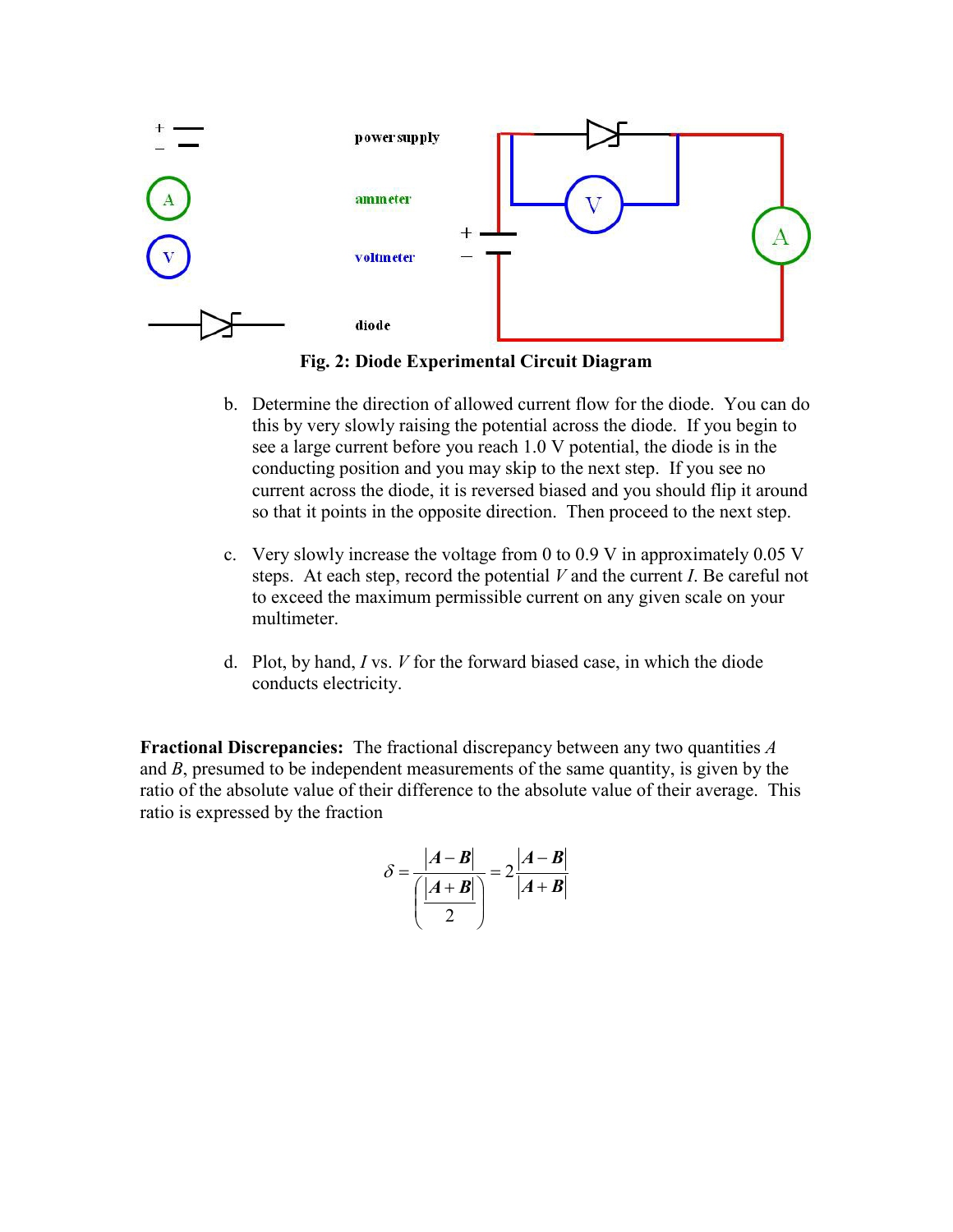+
–
power supply

A
ammeter

V
voltmeter

diode

+
–
V
A

**Fig. 2: Diode Experimental Circuit Diagram**

b. Determine the direction of allowed current flow for the diode. You can do this by very slowly raising the potential across the diode. If you begin to see a large current before you reach 1.0 V potential, the diode is in the conducting position and you may skip to the next step. If you see no current across the diode, it is reversed biased and you should flip it around so that it points in the opposite direction. Then proceed to the next step.

c. Very slowly increase the voltage from 0 to 0.9 V in approximately 0.05 V steps. At each step, record the potential $V$ and the current $I$. Be careful not to exceed the maximum permissible current on any given scale on your multimeter.

d. Plot, by hand, $I$ vs. $V$ for the forward biased case, in which the diode conducts electricity.

**Fractional Discrepancies:** The fractional discrepancy between any two quantities $A$ and $B$, presumed to be independent measurements of the same quantity, is given by the ratio of the absolute value of their difference to the absolute value of their average. This ratio is expressed by the fraction

$$\delta = \frac{|A-B|}{\left(\frac{|A+B|}{2}\right)} = 2\frac{|A-B|}{|A+B|}$$